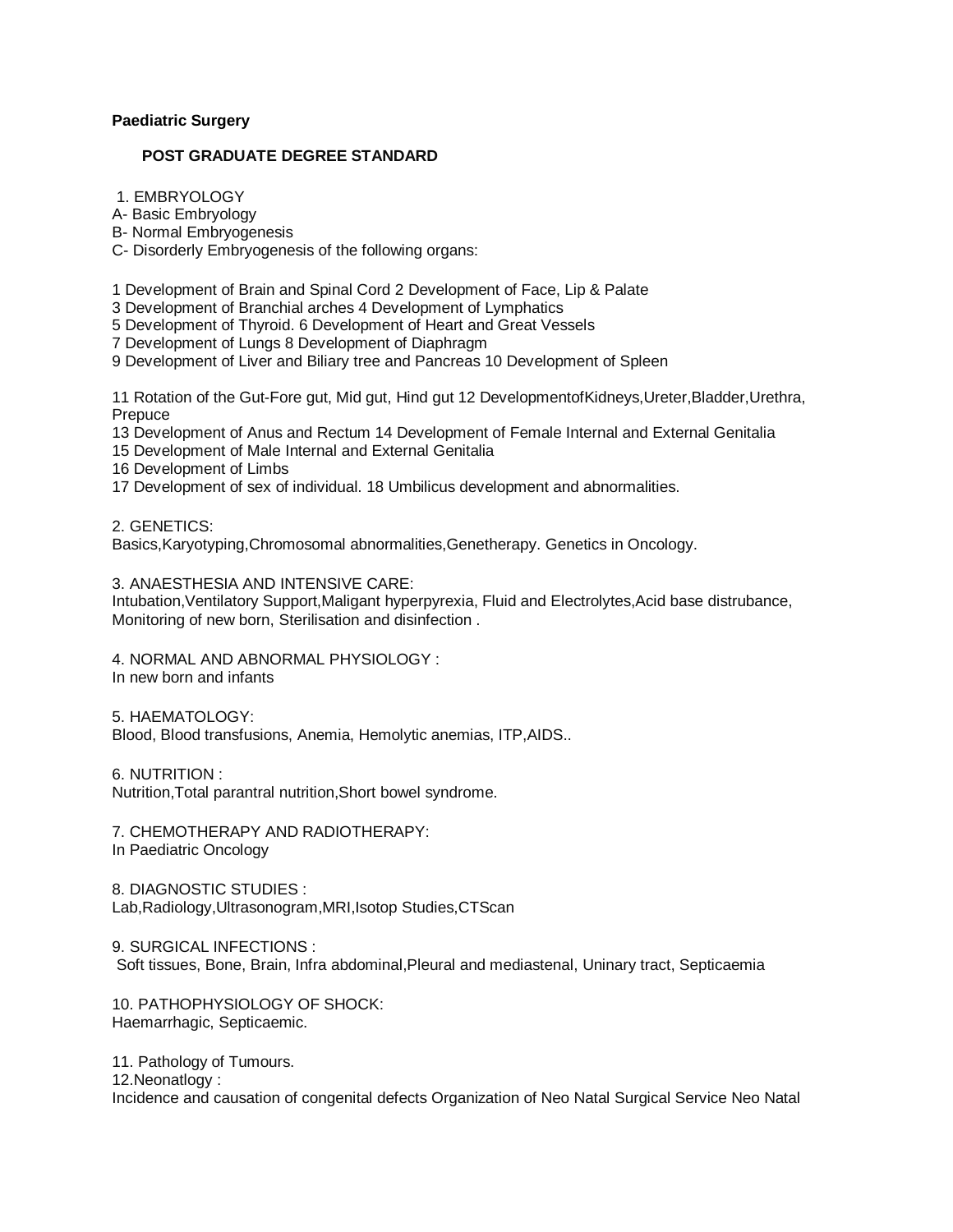**Paediatric Surgery**

**POST GRADUATE DEGREE STANDARD**

1. EMBRYOLOGY

A- Basic Embryology

B- Normal Embryogenesis

C- Disorderly Embryogenesis of the following organs:

1 Development of Brain and Spinal Cord 2 Development of Face, Lip & Palate
3 Development of Branchial arches 4 Development of Lymphatics
5 Development of Thyroid. 6 Development of Heart and Great Vessels
7 Development of Lungs 8 Development of Diaphragm
9 Development of Liver and Biliary tree and Pancreas 10 Development of Spleen

11 Rotation of the Gut-Fore gut, Mid gut, Hind gut 12 DevelopmentofKidneys,Ureter,Bladder,Urethra, Prepuce
13 Development of Anus and Rectum 14 Development of Female Internal and External Genitalia
15 Development of Male Internal and External Genitalia
16 Development of Limbs
17 Development of sex of individual. 18 Umbilicus development and abnormalities.

2. GENETICS:

Basics,Karyotyping,Chromosomal abnormalities,Genetherapy. Genetics in Oncology.

3. ANAESTHESIA AND INTENSIVE CARE:

Intubation,Ventilatory Support,Maligant hyperpyrexia, Fluid and Electrolytes,Acid base distrubance, Monitoring of new born, Sterilisation and disinfection .

4. NORMAL AND ABNORMAL PHYSIOLOGY :

In new born and infants

5. HAEMATOLOGY:

Blood, Blood transfusions, Anemia, Hemolytic anemias, ITP,AIDS..

6. NUTRITION :

Nutrition,Total parantral nutrition,Short bowel syndrome.

7. CHEMOTHERAPY AND RADIOTHERAPY:

In Paediatric Oncology

8. DIAGNOSTIC STUDIES :

Lab,Radiology,Ultrasonogram,MRI,Isotop Studies,CTScan

9. SURGICAL INFECTIONS :

Soft tissues, Bone, Brain, Infra abdominal,Pleural and mediastenal, Uninary tract, Septicaemia

10. PATHOPHYSIOLOGY OF SHOCK:

Haemarrhagic, Septicaemic.

11. Pathology of Tumours.

12.Neonatlogy :

Incidence and causation of congenital defects Organization of Neo Natal Surgical Service Neo Natal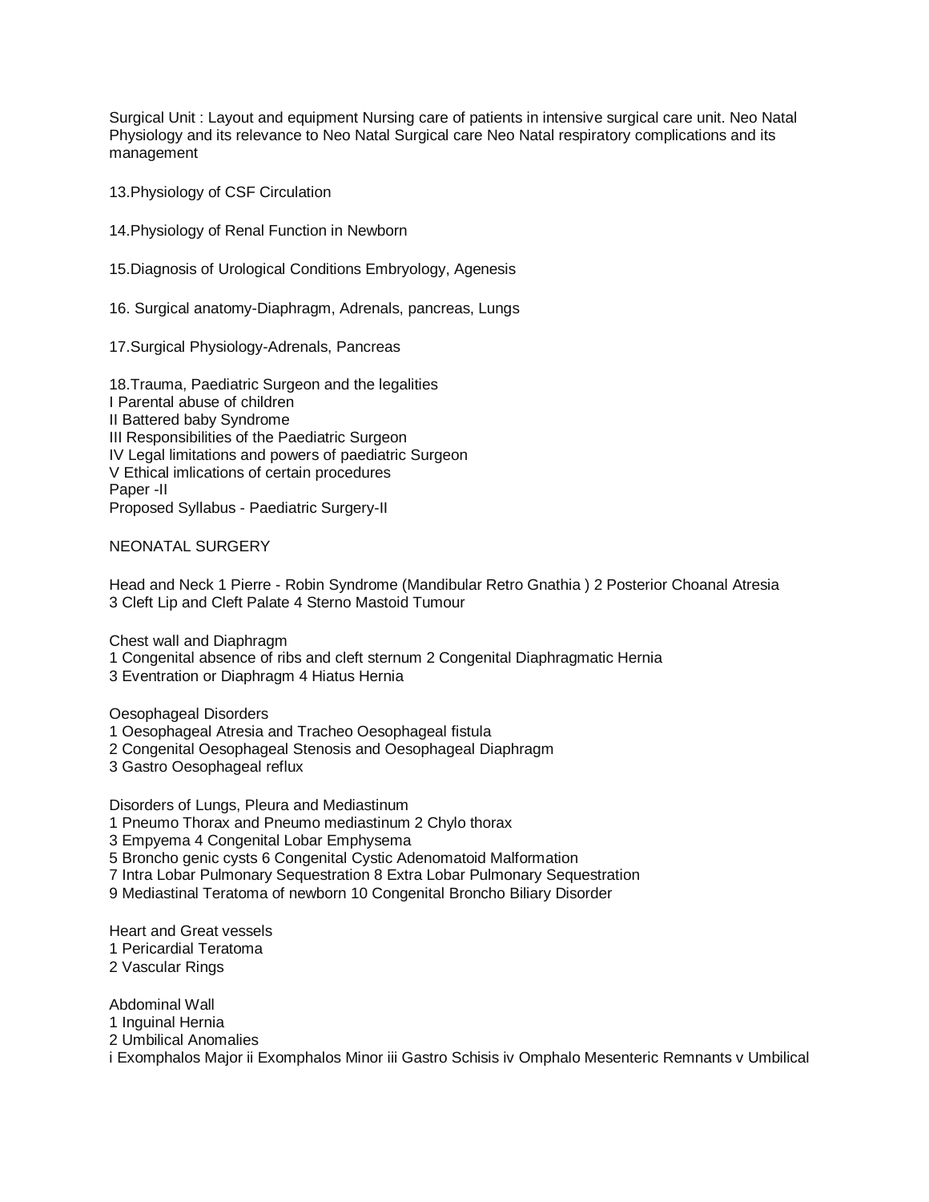Surgical Unit : Layout and equipment Nursing care of patients in intensive surgical care unit. Neo Natal Physiology and its relevance to Neo Natal Surgical care Neo Natal respiratory complications and its management

13.Physiology of CSF Circulation

14.Physiology of Renal Function in Newborn

15.Diagnosis of Urological Conditions Embryology, Agenesis

16. Surgical anatomy-Diaphragm, Adrenals, pancreas, Lungs

17.Surgical Physiology-Adrenals, Pancreas

18.Trauma, Paediatric Surgeon and the legalities
I Parental abuse of children
II Battered baby Syndrome
III Responsibilities of the Paediatric Surgeon
IV Legal limitations and powers of paediatric Surgeon
V Ethical imlications of certain procedures
Paper -II
Proposed Syllabus - Paediatric Surgery-II

NEONATAL SURGERY

Head and Neck 1 Pierre - Robin Syndrome (Mandibular Retro Gnathia ) 2 Posterior Choanal Atresia 3 Cleft Lip and Cleft Palate 4 Sterno Mastoid Tumour

Chest wall and Diaphragm
1 Congenital absence of ribs and cleft sternum 2 Congenital Diaphragmatic Hernia
3 Eventration or Diaphragm 4 Hiatus Hernia

Oesophageal Disorders
1 Oesophageal Atresia and Tracheo Oesophageal fistula
2 Congenital Oesophageal Stenosis and Oesophageal Diaphragm
3 Gastro Oesophageal reflux

Disorders of Lungs, Pleura and Mediastinum
1 Pneumo Thorax and Pneumo mediastinum 2 Chylo thorax
3 Empyema 4 Congenital Lobar Emphysema
5 Broncho genic cysts 6 Congenital Cystic Adenomatoid Malformation
7 Intra Lobar Pulmonary Sequestration 8 Extra Lobar Pulmonary Sequestration
9 Mediastinal Teratoma of newborn 10 Congenital Broncho Biliary Disorder

Heart and Great vessels
1 Pericardial Teratoma
2 Vascular Rings

Abdominal Wall
1 Inguinal Hernia
2 Umbilical Anomalies
i Exomphalos Major ii Exomphalos Minor iii Gastro Schisis iv Omphalo Mesenteric Remnants v Umbilical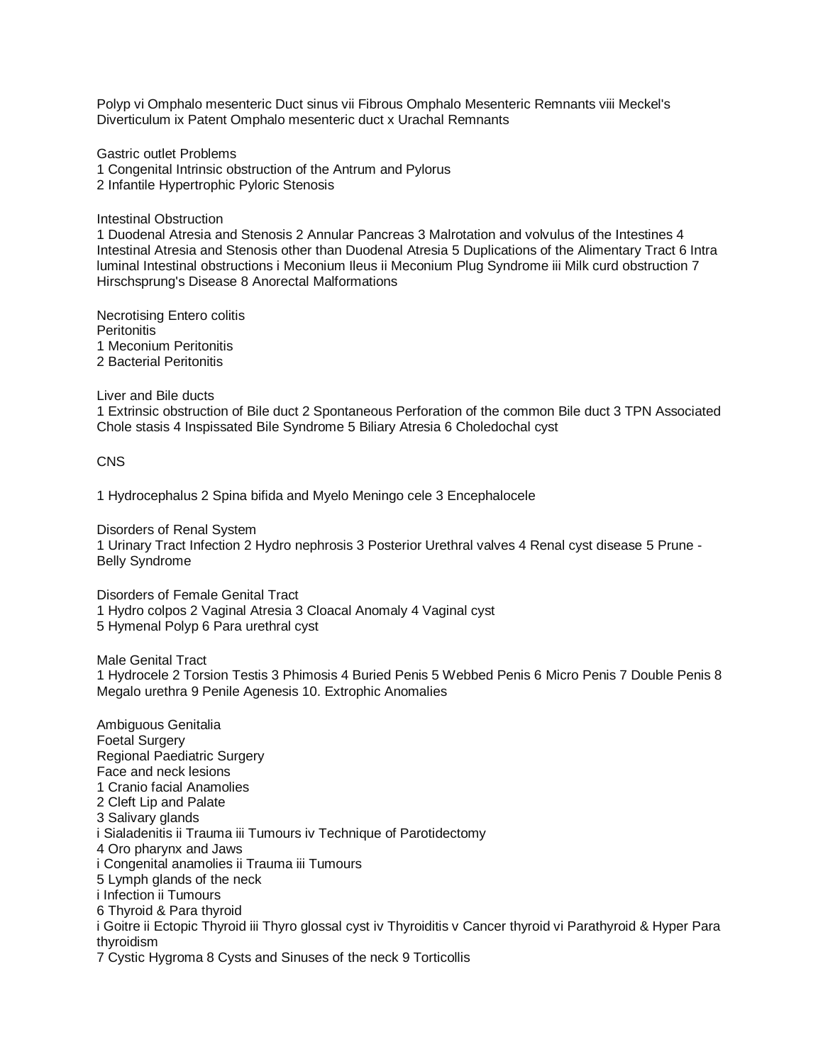Polyp vi Omphalo mesenteric Duct sinus vii Fibrous Omphalo Mesenteric Remnants viii Meckel's Diverticulum ix Patent Omphalo mesenteric duct x Urachal Remnants

Gastric outlet Problems
1 Congenital Intrinsic obstruction of the Antrum and Pylorus
2 Infantile Hypertrophic Pyloric Stenosis

Intestinal Obstruction
1 Duodenal Atresia and Stenosis 2 Annular Pancreas 3 Malrotation and volvulus of the Intestines 4 Intestinal Atresia and Stenosis other than Duodenal Atresia 5 Duplications of the Alimentary Tract 6 Intra luminal Intestinal obstructions i Meconium Ileus ii Meconium Plug Syndrome iii Milk curd obstruction 7 Hirschsprung's Disease 8 Anorectal Malformations

Necrotising Entero colitis
Peritonitis
1 Meconium Peritonitis
2 Bacterial Peritonitis

Liver and Bile ducts
1 Extrinsic obstruction of Bile duct 2 Spontaneous Perforation of the common Bile duct 3 TPN Associated Chole stasis 4 Inspissated Bile Syndrome 5 Biliary Atresia 6 Choledochal cyst

CNS

1 Hydrocephalus 2 Spina bifida and Myelo Meningo cele 3 Encephalocele

Disorders of Renal System
1 Urinary Tract Infection 2 Hydro nephrosis 3 Posterior Urethral valves 4 Renal cyst disease 5 Prune - Belly Syndrome

Disorders of Female Genital Tract
1 Hydro colpos 2 Vaginal Atresia 3 Cloacal Anomaly 4 Vaginal cyst
5 Hymenal Polyp 6 Para urethral cyst

Male Genital Tract
1 Hydrocele 2 Torsion Testis 3 Phimosis 4 Buried Penis 5 Webbed Penis 6 Micro Penis 7 Double Penis 8 Megalo urethra 9 Penile Agenesis 10. Extrophic Anomalies

Ambiguous Genitalia
Foetal Surgery
Regional Paediatric Surgery
Face and neck lesions
1 Cranio facial Anamolies
2 Cleft Lip and Palate
3 Salivary glands
i Sialadenitis ii Trauma iii Tumours iv Technique of Parotidectomy
4 Oro pharynx and Jaws
i Congenital anamolies ii Trauma iii Tumours
5 Lymph glands of the neck
i Infection ii Tumours
6 Thyroid & Para thyroid
i Goitre ii Ectopic Thyroid iii Thyro glossal cyst iv Thyroiditis v Cancer thyroid vi Parathyroid & Hyper Para thyroidism
7 Cystic Hygroma 8 Cysts and Sinuses of the neck 9 Torticollis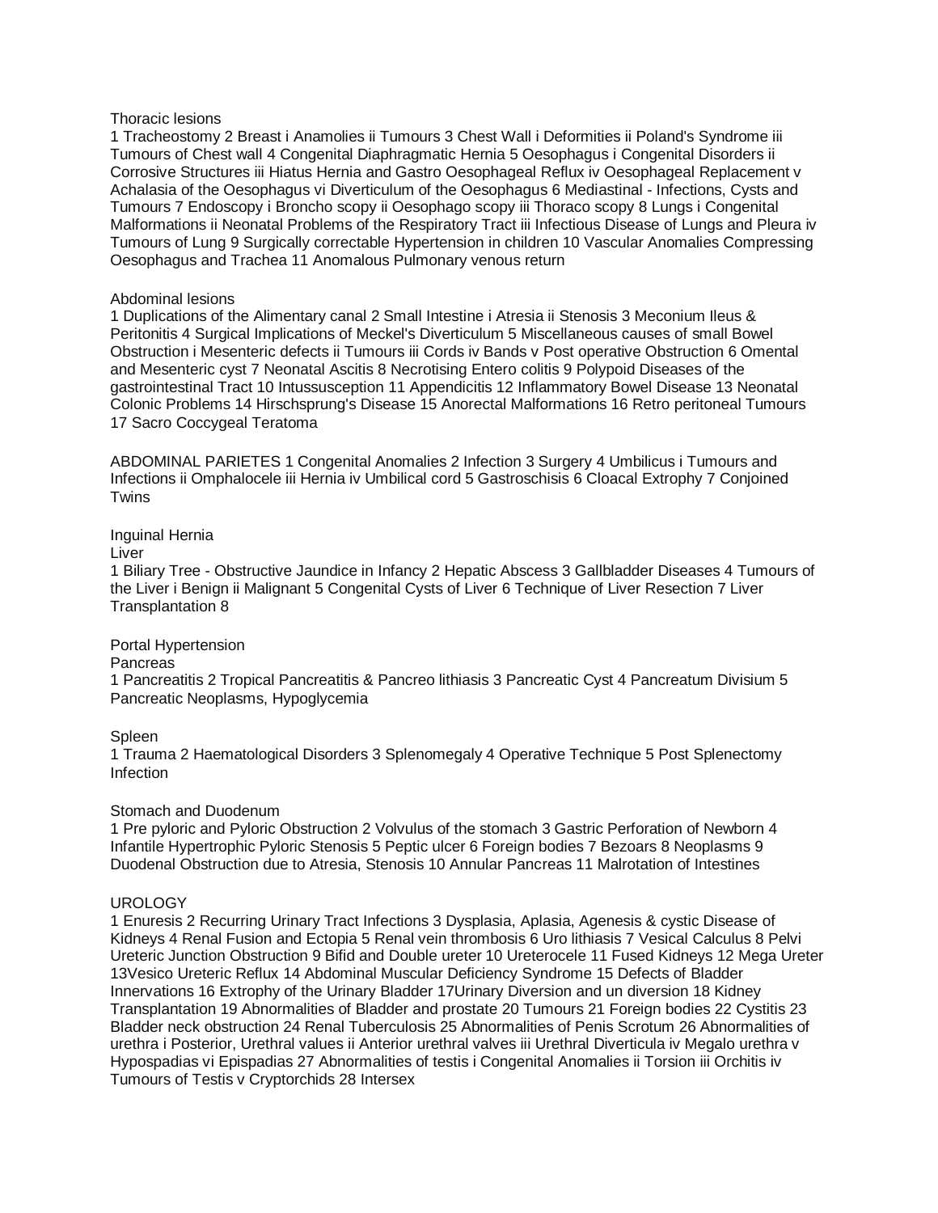Thoracic lesions

1 Tracheostomy 2 Breast i Anamolies ii Tumours 3 Chest Wall i Deformities ii Poland's Syndrome iii Tumours of Chest wall 4 Congenital Diaphragmatic Hernia 5 Oesophagus i Congenital Disorders ii Corrosive Structures iii Hiatus Hernia and Gastro Oesophageal Reflux iv Oesophageal Replacement v Achalasia of the Oesophagus vi Diverticulum of the Oesophagus 6 Mediastinal - Infections, Cysts and Tumours 7 Endoscopy i Broncho scopy ii Oesophago scopy iii Thoraco scopy 8 Lungs i Congenital Malformations ii Neonatal Problems of the Respiratory Tract iii Infectious Disease of Lungs and Pleura iv Tumours of Lung 9 Surgically correctable Hypertension in children 10 Vascular Anomalies Compressing Oesophagus and Trachea 11 Anomalous Pulmonary venous return

Abdominal lesions

1 Duplications of the Alimentary canal 2 Small Intestine i Atresia ii Stenosis 3 Meconium Ileus & Peritonitis 4 Surgical Implications of Meckel's Diverticulum 5 Miscellaneous causes of small Bowel Obstruction i Mesenteric defects ii Tumours iii Cords iv Bands v Post operative Obstruction 6 Omental and Mesenteric cyst 7 Neonatal Ascitis 8 Necrotising Entero colitis 9 Polypoid Diseases of the gastrointestinal Tract 10 Intussusception 11 Appendicitis 12 Inflammatory Bowel Disease 13 Neonatal Colonic Problems 14 Hirschsprung's Disease 15 Anorectal Malformations 16 Retro peritoneal Tumours 17 Sacro Coccygeal Teratoma

ABDOMINAL PARIETES 1 Congenital Anomalies 2 Infection 3 Surgery 4 Umbilicus i Tumours and Infections ii Omphalocele iii Hernia iv Umbilical cord 5 Gastroschisis 6 Cloacal Extrophy 7 Conjoined Twins

Inguinal Hernia

Liver

1 Biliary Tree - Obstructive Jaundice in Infancy 2 Hepatic Abscess 3 Gallbladder Diseases 4 Tumours of the Liver i Benign ii Malignant 5 Congenital Cysts of Liver 6 Technique of Liver Resection 7 Liver Transplantation 8

Portal Hypertension

Pancreas

1 Pancreatitis 2 Tropical Pancreatitis & Pancreo lithiasis 3 Pancreatic Cyst 4 Pancreatum Divisium 5 Pancreatic Neoplasms, Hypoglycemia

Spleen

1 Trauma 2 Haematological Disorders 3 Splenomegaly 4 Operative Technique 5 Post Splenectomy Infection

Stomach and Duodenum

1 Pre pyloric and Pyloric Obstruction 2 Volvulus of the stomach 3 Gastric Perforation of Newborn 4 Infantile Hypertrophic Pyloric Stenosis 5 Peptic ulcer 6 Foreign bodies 7 Bezoars 8 Neoplasms 9 Duodenal Obstruction due to Atresia, Stenosis 10 Annular Pancreas 11 Malrotation of Intestines

UROLOGY

1 Enuresis 2 Recurring Urinary Tract Infections 3 Dysplasia, Aplasia, Agenesis & cystic Disease of Kidneys 4 Renal Fusion and Ectopia 5 Renal vein thrombosis 6 Uro lithiasis 7 Vesical Calculus 8 Pelvi Ureteric Junction Obstruction 9 Bifid and Double ureter 10 Ureterocele 11 Fused Kidneys 12 Mega Ureter 13Vesico Ureteric Reflux 14 Abdominal Muscular Deficiency Syndrome 15 Defects of Bladder Innervations 16 Extrophy of the Urinary Bladder 17Urinary Diversion and un diversion 18 Kidney Transplantation 19 Abnormalities of Bladder and prostate 20 Tumours 21 Foreign bodies 22 Cystitis 23 Bladder neck obstruction 24 Renal Tuberculosis 25 Abnormalities of Penis Scrotum 26 Abnormalities of urethra i Posterior, Urethral values ii Anterior urethral valves iii Urethral Diverticula iv Megalo urethra v Hypospadias vi Epispadias 27 Abnormalities of testis i Congenital Anomalies ii Torsion iii Orchitis iv Tumours of Testis v Cryptorchids 28 Intersex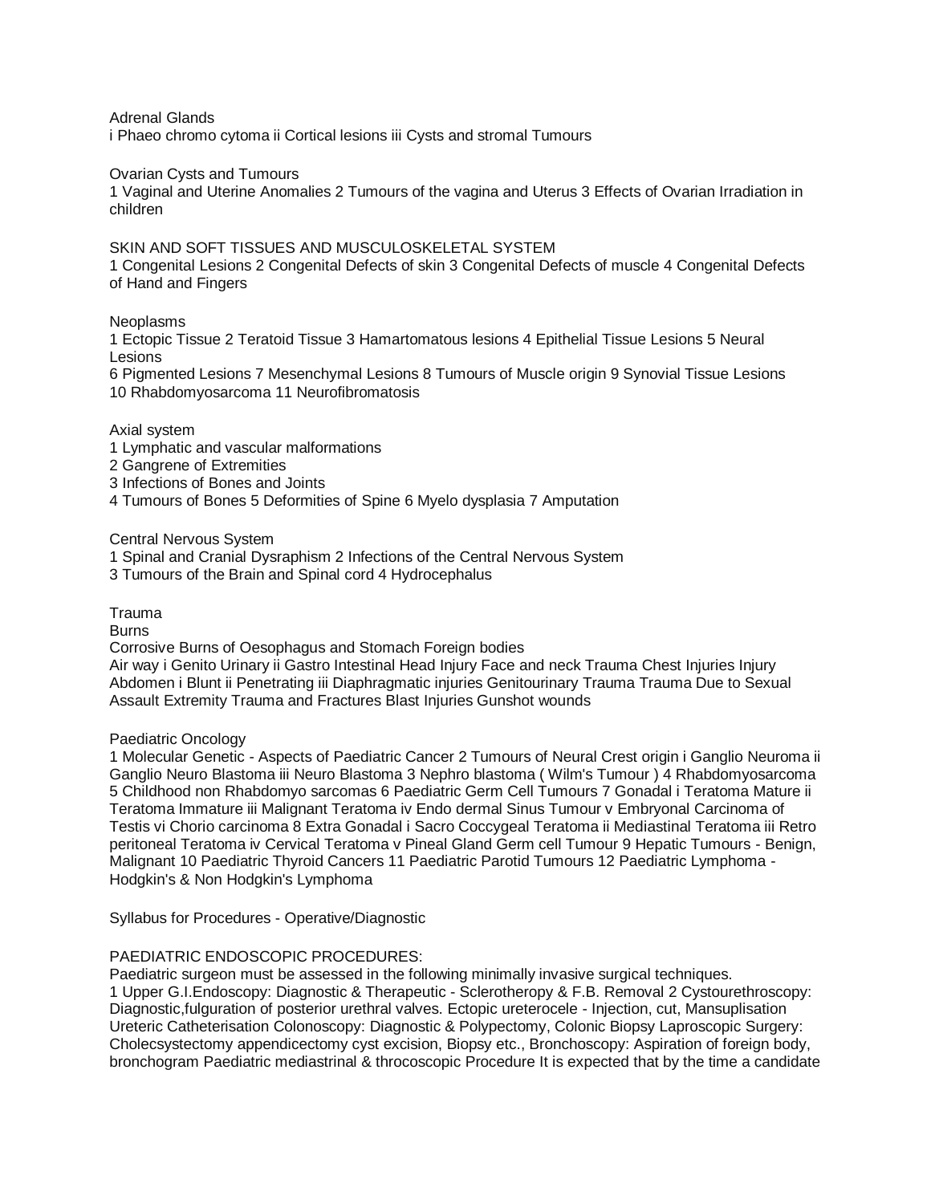Adrenal Glands
i Phaeo chromo cytoma ii Cortical lesions iii Cysts and stromal Tumours

Ovarian Cysts and Tumours
1 Vaginal and Uterine Anomalies 2 Tumours of the vagina and Uterus 3 Effects of Ovarian Irradiation in children

SKIN AND SOFT TISSUES AND MUSCULOSKELETAL SYSTEM
1 Congenital Lesions 2 Congenital Defects of skin 3 Congenital Defects of muscle 4 Congenital Defects of Hand and Fingers

Neoplasms
1 Ectopic Tissue 2 Teratoid Tissue 3 Hamartomatous lesions 4 Epithelial Tissue Lesions 5 Neural Lesions
6 Pigmented Lesions 7 Mesenchymal Lesions 8 Tumours of Muscle origin 9 Synovial Tissue Lesions
10 Rhabdomyosarcoma 11 Neurofibromatosis

Axial system
1 Lymphatic and vascular malformations
2 Gangrene of Extremities
3 Infections of Bones and Joints
4 Tumours of Bones 5 Deformities of Spine 6 Myelo dysplasia 7 Amputation

Central Nervous System
1 Spinal and Cranial Dysraphism 2 Infections of the Central Nervous System
3 Tumours of the Brain and Spinal cord 4 Hydrocephalus

Trauma
Burns
Corrosive Burns of Oesophagus and Stomach Foreign bodies
Air way i Genito Urinary ii Gastro Intestinal Head Injury Face and neck Trauma Chest Injuries Injury Abdomen i Blunt ii Penetrating iii Diaphragmatic injuries Genitourinary Trauma Trauma Due to Sexual Assault Extremity Trauma and Fractures Blast Injuries Gunshot wounds

Paediatric Oncology
1 Molecular Genetic - Aspects of Paediatric Cancer 2 Tumours of Neural Crest origin i Ganglio Neuroma ii Ganglio Neuro Blastoma iii Neuro Blastoma 3 Nephro blastoma ( Wilm's Tumour ) 4 Rhabdomyosarcoma 5 Childhood non Rhabdomyo sarcomas 6 Paediatric Germ Cell Tumours 7 Gonadal i Teratoma Mature ii Teratoma Immature iii Malignant Teratoma iv Endo dermal Sinus Tumour v Embryonal Carcinoma of Testis vi Chorio carcinoma 8 Extra Gonadal i Sacro Coccygeal Teratoma ii Mediastinal Teratoma iii Retro peritoneal Teratoma iv Cervical Teratoma v Pineal Gland Germ cell Tumour 9 Hepatic Tumours - Benign, Malignant 10 Paediatric Thyroid Cancers 11 Paediatric Parotid Tumours 12 Paediatric Lymphoma - Hodgkin's & Non Hodgkin's Lymphoma

Syllabus for Procedures - Operative/Diagnostic

PAEDIATRIC ENDOSCOPIC PROCEDURES:
Paediatric surgeon must be assessed in the following minimally invasive surgical techniques.
1 Upper G.I.Endoscopy: Diagnostic & Therapeutic - Sclerotheropy & F.B. Removal 2 Cystourethroscopy: Diagnostic,fulguration of posterior urethral valves. Ectopic ureterocele - Injection, cut, Mansuplisation Ureteric Catheterisation Colonoscopy: Diagnostic & Polypectomy, Colonic Biopsy Laproscopic Surgery: Cholecsystectomy appendicectomy cyst excision, Biopsy etc., Bronchoscopy: Aspiration of foreign body, bronchogram Paediatric mediastrinal & throcoscopic Procedure It is expected that by the time a candidate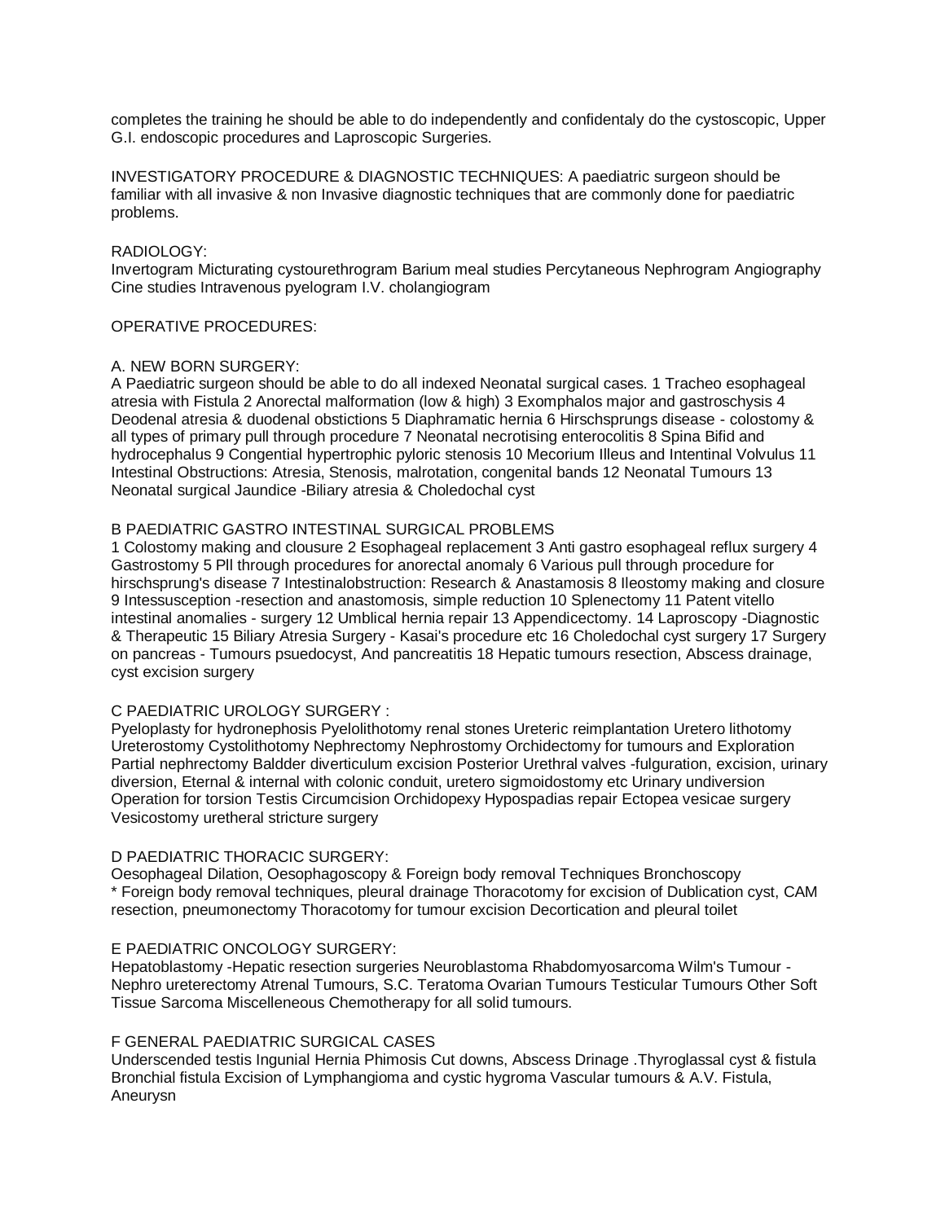completes the training he should be able to do independently and confidentaly do the cystoscopic, Upper G.I. endoscopic procedures and Laproscopic Surgeries.

INVESTIGATORY PROCEDURE & DIAGNOSTIC TECHNIQUES: A paediatric surgeon should be familiar with all invasive & non Invasive diagnostic techniques that are commonly done for paediatric problems.

RADIOLOGY:
Invertogram Micturating cystourethrogram Barium meal studies Percytaneous Nephrogram Angiography Cine studies Intravenous pyelogram I.V. cholangiogram

OPERATIVE PROCEDURES:

A. NEW BORN SURGERY:
A Paediatric surgeon should be able to do all indexed Neonatal surgical cases. 1 Tracheo esophageal atresia with Fistula 2 Anorectal malformation (low & high) 3 Exomphalos major and gastroschysis 4 Deodenal atresia & duodenal obstictions 5 Diaphramatic hernia 6 Hirschsprungs disease - colostomy & all types of primary pull through procedure 7 Neonatal necrotising enterocolitis 8 Spina Bifid and hydrocephalus 9 Congential hypertrophic pyloric stenosis 10 Mecorium Illeus and Intentinal Volvulus 11 Intestinal Obstructions: Atresia, Stenosis, malrotation, congenital bands 12 Neonatal Tumours 13 Neonatal surgical Jaundice -Biliary atresia & Choledochal cyst

B PAEDIATRIC GASTRO INTESTINAL SURGICAL PROBLEMS
1 Colostomy making and clousure 2 Esophageal replacement 3 Anti gastro esophageal reflux surgery 4 Gastrostomy 5 Pll through procedures for anorectal anomaly 6 Various pull through procedure for hirschsprung's disease 7 Intestinalobstruction: Research & Anastamosis 8 Ileostomy making and closure 9 Intessusception -resection and anastomosis, simple reduction 10 Splenectomy 11 Patent vitello intestinal anomalies - surgery 12 Umblical hernia repair 13 Appendicectomy. 14 Laproscopy -Diagnostic & Therapeutic 15 Biliary Atresia Surgery - Kasai's procedure etc 16 Choledochal cyst surgery 17 Surgery on pancreas - Tumours psuedocyst, And pancreatitis 18 Hepatic tumours resection, Abscess drainage, cyst excision surgery

C PAEDIATRIC UROLOGY SURGERY :
Pyeloplasty for hydronephosis Pyelolithotomy renal stones Ureteric reimplantation Uretero lithotomy Ureterostomy Cystolithotomy Nephrectomy Nephrostomy Orchidectomy for tumours and Exploration Partial nephrectomy Baldder diverticulum excision Posterior Urethral valves -fulguration, excision, urinary diversion, Eternal & internal with colonic conduit, uretero sigmoidostomy etc Urinary undiversion Operation for torsion Testis Circumcision Orchidopexy Hypospadias repair Ectopea vesicae surgery Vesicostomy uretheral stricture surgery

D PAEDIATRIC THORACIC SURGERY:
Oesophageal Dilation, Oesophagoscopy & Foreign body removal Techniques Bronchoscopy
* Foreign body removal techniques, pleural drainage Thoracotomy for excision of Dublication cyst, CAM resection, pneumonectomy Thoracotomy for tumour excision Decortication and pleural toilet

E PAEDIATRIC ONCOLOGY SURGERY:
Hepatoblastomy -Hepatic resection surgeries Neuroblastoma Rhabdomyosarcoma Wilm's Tumour - Nephro ureterectomy Atrenal Tumours, S.C. Teratoma Ovarian Tumours Testicular Tumours Other Soft Tissue Sarcoma Miscelleneous Chemotherapy for all solid tumours.

F GENERAL PAEDIATRIC SURGICAL CASES
Underscended testis Ingunial Hernia Phimosis Cut downs, Abscess Drinage .Thyroglassal cyst & fistula Bronchial fistula Excision of Lymphangioma and cystic hygroma Vascular tumours & A.V. Fistula, Aneurysn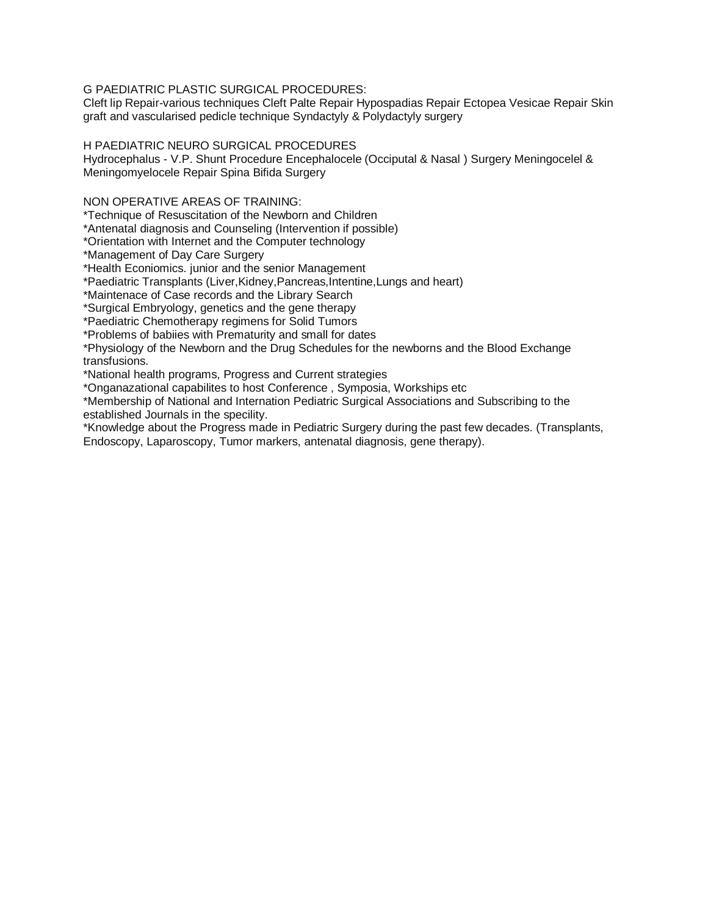G PAEDIATRIC PLASTIC SURGICAL PROCEDURES:
Cleft lip Repair-various techniques Cleft Palte Repair Hypospadias Repair Ectopea Vesicae Repair Skin graft and vascularised pedicle technique Syndactyly & Polydactyly surgery

H PAEDIATRIC NEURO SURGICAL PROCEDURES
Hydrocephalus - V.P. Shunt Procedure Encephalocele (Occiputal & Nasal ) Surgery Meningocelel & Meningomyelocele Repair Spina Bifida Surgery

NON OPERATIVE AREAS OF TRAINING:
*Technique of Resuscitation of the Newborn and Children
*Antenatal diagnosis and Counseling (Intervention if possible)
*Orientation with Internet and the Computer technology
*Management of Day Care Surgery
*Health Econiomics. junior and the senior Management
*Paediatric Transplants (Liver,Kidney,Pancreas,Intentine,Lungs and heart)
*Maintenace of Case records and the Library Search
*Surgical Embryology, genetics and the gene therapy
*Paediatric Chemotherapy regimens for Solid Tumors
*Problems of babiies with Prematurity and small for dates
*Physiology of the Newborn and the Drug Schedules for the newborns and the Blood Exchange transfusions.
*National health programs, Progress and Current strategies
*Onganazational capabilites to host Conference , Symposia, Workships etc
*Membership of National and Internation Pediatric Surgical Associations and Subscribing to the established Journals in the specility.
*Knowledge about the Progress made in Pediatric Surgery during the past few decades. (Transplants, Endoscopy, Laparoscopy, Tumor markers, antenatal diagnosis, gene therapy).